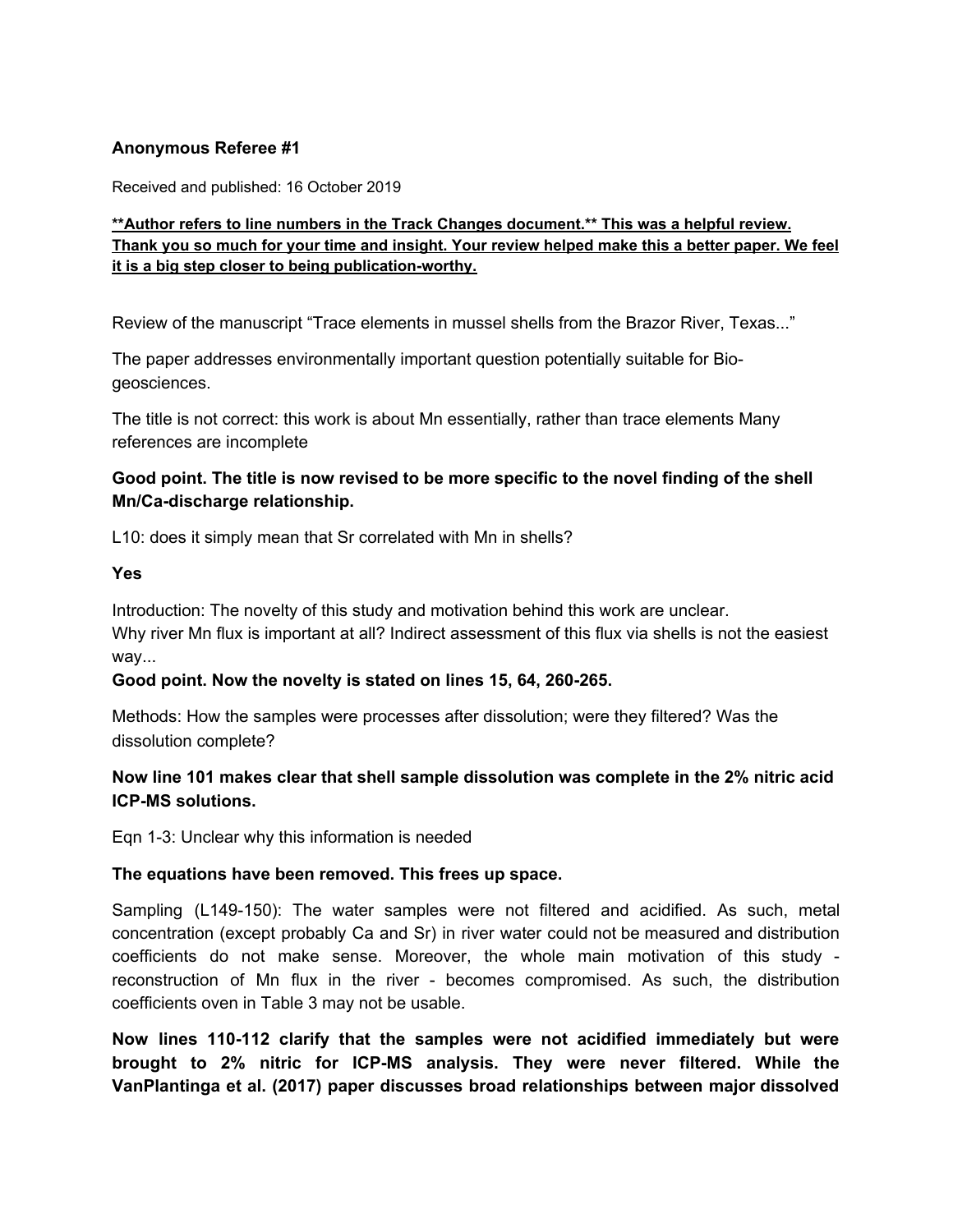**Anonymous Referee #1**

Received and published: 16 October 2019

**<u>**Author refers to line numbers in the Track Changes document.** This was a helpful review. Thank you so much for your time and insight. Your review helped make this a better paper. We feel it is a big step closer to being publication-worthy.</u>**

Review of the manuscript "Trace elements in mussel shells from the Brazor River, Texas..."

The paper addresses environmentally important question potentially suitable for Bio-geosciences.

The title is not correct: this work is about Mn essentially, rather than trace elements Many references are incomplete

**Good point. The title is now revised to be more specific to the novel finding of the shell Mn/Ca-discharge relationship.**

L10: does it simply mean that Sr correlated with Mn in shells?

**Yes**

Introduction: The novelty of this study and motivation behind this work are unclear.
Why river Mn flux is important at all? Indirect assessment of this flux via shells is not the easiest way...

**Good point. Now the novelty is stated on lines 15, 64, 260-265.**

Methods: How the samples were processes after dissolution; were they filtered? Was the dissolution complete?

**Now line 101 makes clear that shell sample dissolution was complete in the 2% nitric acid ICP-MS solutions.**

Eqn 1-3: Unclear why this information is needed

**The equations have been removed. This frees up space.**

Sampling (L149-150): The water samples were not filtered and acidified. As such, metal concentration (except probably Ca and Sr) in river water could not be measured and distribution coefficients do not make sense. Moreover, the whole main motivation of this study - reconstruction of Mn flux in the river - becomes compromised. As such, the distribution coefficients oven in Table 3 may not be usable.

**Now lines 110-112 clarify that the samples were not acidified immediately but were brought to 2% nitric for ICP-MS analysis. They were never filtered. While the VanPlantinga et al. (2017) paper discusses broad relationships between major dissolved**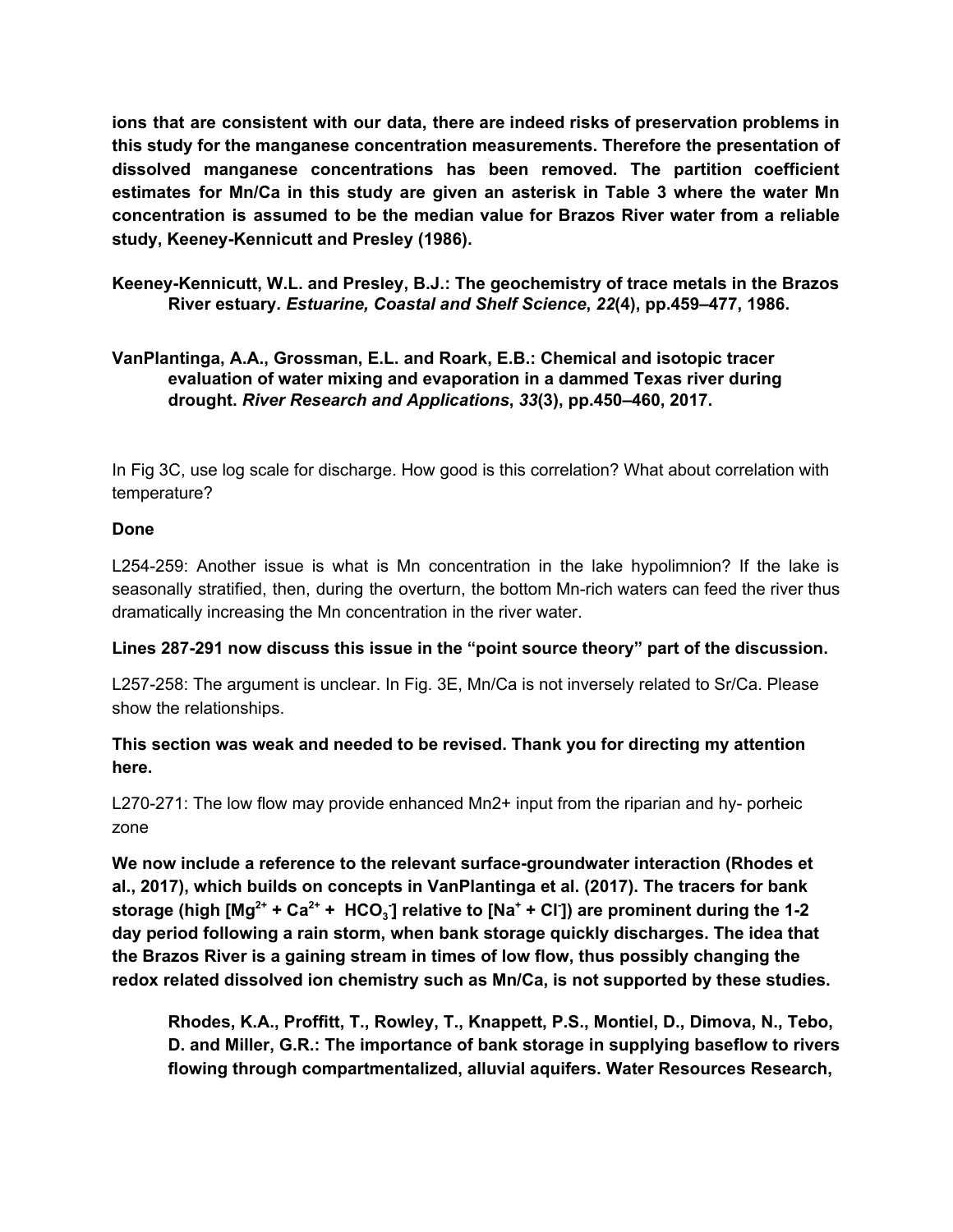**ions that are consistent with our data, there are indeed risks of preservation problems in this study for the manganese concentration measurements. Therefore the presentation of dissolved manganese concentrations has been removed. The partition coefficient estimates for Mn/Ca in this study are given an asterisk in Table 3 where the water Mn concentration is assumed to be the median value for Brazos River water from a reliable study, Keeney-Kennicutt and Presley (1986).**

**Keeney-Kennicutt, W.L. and Presley, B.J.: The geochemistry of trace metals in the Brazos River estuary. *Estuarine, Coastal and Shelf Science*, *22*(4), pp.459–477, 1986.**

**VanPlantinga, A.A., Grossman, E.L. and Roark, E.B.: Chemical and isotopic tracer evaluation of water mixing and evaporation in a dammed Texas river during drought. *River Research and Applications*, *33*(3), pp.450–460, 2017.**

In Fig 3C, use log scale for discharge. How good is this correlation? What about correlation with temperature?

**Done**

L254-259: Another issue is what is Mn concentration in the lake hypolimnion? If the lake is seasonally stratified, then, during the overturn, the bottom Mn-rich waters can feed the river thus dramatically increasing the Mn concentration in the river water.

**Lines 287-291 now discuss this issue in the "point source theory" part of the discussion.**

L257-258: The argument is unclear. In Fig. 3E, Mn/Ca is not inversely related to Sr/Ca. Please show the relationships.

**This section was weak and needed to be revised. Thank you for directing my attention here.**

L270-271: The low flow may provide enhanced Mn2+ input from the riparian and hy- porheic zone

**We now include a reference to the relevant surface-groundwater interaction (Rhodes et al., 2017), which builds on concepts in VanPlantinga et al. (2017). The tracers for bank storage (high [$Mg^{2+}$ + $Ca^{2+}$ + $HCO_3^-$] relative to [$Na^+$ + $Cl^-$]) are prominent during the 1-2 day period following a rain storm, when bank storage quickly discharges. The idea that the Brazos River is a gaining stream in times of low flow, thus possibly changing the redox related dissolved ion chemistry such as Mn/Ca, is not supported by these studies.**

**Rhodes, K.A., Proffitt, T., Rowley, T., Knappett, P.S., Montiel, D., Dimova, N., Tebo, D. and Miller, G.R.: The importance of bank storage in supplying baseflow to rivers flowing through compartmentalized, alluvial aquifers. Water Resources Research,**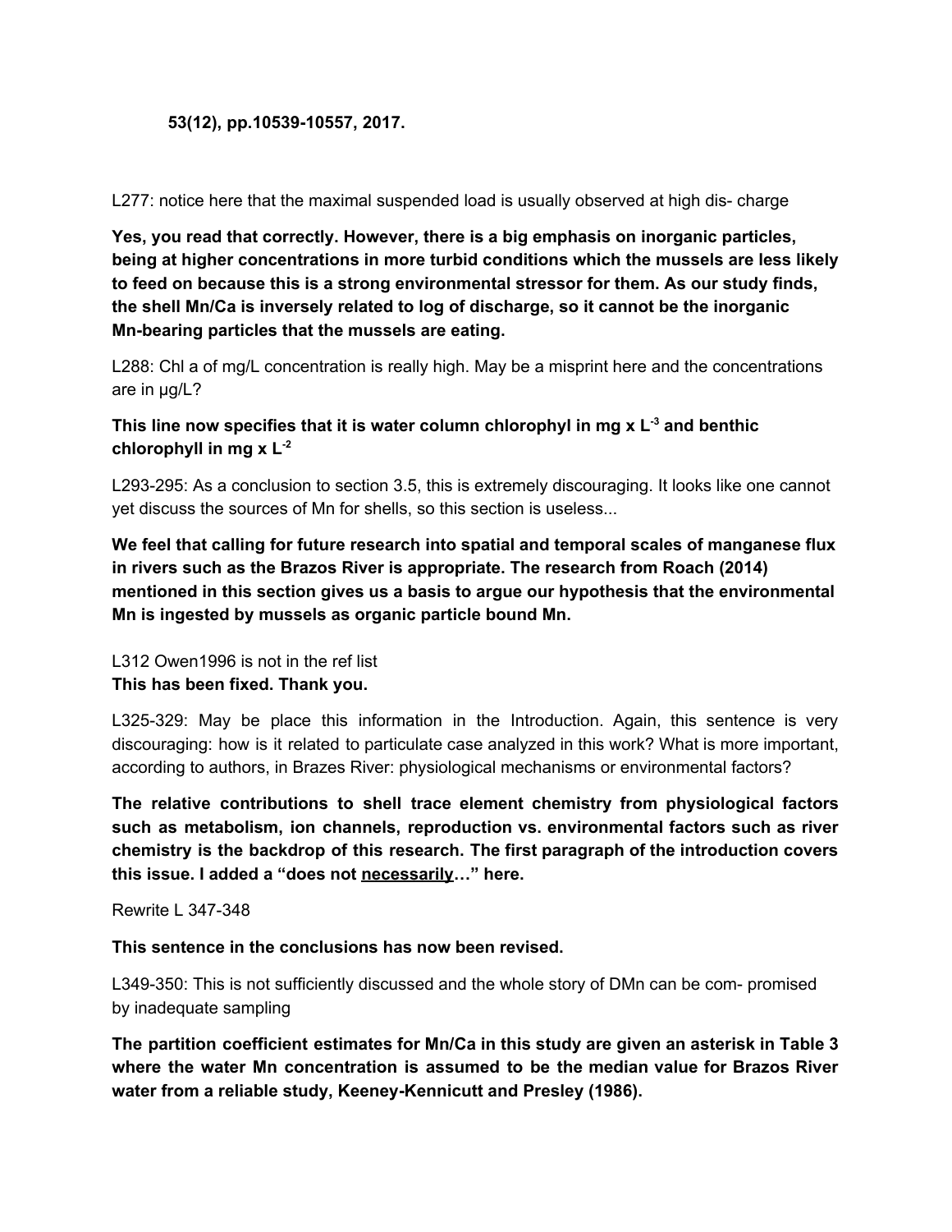**53(12), pp.10539-10557, 2017.**

L277: notice here that the maximal suspended load is usually observed at high dis- charge

**Yes, you read that correctly. However, there is a big emphasis on inorganic particles, being at higher concentrations in more turbid conditions which the mussels are less likely to feed on because this is a strong environmental stressor for them. As our study finds, the shell Mn/Ca is inversely related to log of discharge, so it cannot be the inorganic Mn-bearing particles that the mussels are eating.**

L288: Chl a of mg/L concentration is really high. May be a misprint here and the concentrations are in μg/L?

**This line now specifies that it is water column chlorophyl in mg x $L^{-3}$ and benthic chlorophyll in mg x $L^{-2}$**

L293-295: As a conclusion to section 3.5, this is extremely discouraging. It looks like one cannot yet discuss the sources of Mn for shells, so this section is useless...

**We feel that calling for future research into spatial and temporal scales of manganese flux in rivers such as the Brazos River is appropriate. The research from Roach (2014) mentioned in this section gives us a basis to argue our hypothesis that the environmental Mn is ingested by mussels as organic particle bound Mn.**

L312 Owen1996 is not in the ref list
**This has been fixed. Thank you.**

L325-329: May be place this information in the Introduction. Again, this sentence is very discouraging: how is it related to particulate case analyzed in this work? What is more important, according to authors, in Brazes River: physiological mechanisms or environmental factors?

**The relative contributions to shell trace element chemistry from physiological factors such as metabolism, ion channels, reproduction vs. environmental factors such as river chemistry is the backdrop of this research. The first paragraph of the introduction covers this issue. I added a "does not <u>necessarily</u>…" here.**

Rewrite L 347-348

**This sentence in the conclusions has now been revised.**

L349-350: This is not sufficiently discussed and the whole story of DMn can be com- promised by inadequate sampling

**The partition coefficient estimates for Mn/Ca in this study are given an asterisk in Table 3 where the water Mn concentration is assumed to be the median value for Brazos River water from a reliable study, Keeney-Kennicutt and Presley (1986).**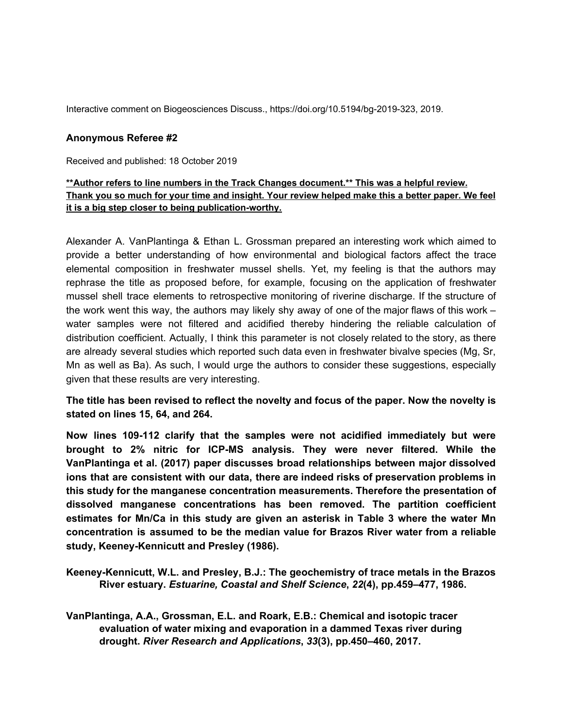Interactive comment on Biogeosciences Discuss., https://doi.org/10.5194/bg-2019-323, 2019.

**Anonymous Referee #2**

Received and published: 18 October 2019

**<u>\*\*Author refers to line numbers in the Track Changes document.\*\* This was a helpful review. Thank you so much for your time and insight. Your review helped make this a better paper. We feel it is a big step closer to being publication-worthy.</u>**

Alexander A. VanPlantinga & Ethan L. Grossman prepared an interesting work which aimed to provide a better understanding of how environmental and biological factors affect the trace elemental composition in freshwater mussel shells. Yet, my feeling is that the authors may rephrase the title as proposed before, for example, focusing on the application of freshwater mussel shell trace elements to retrospective monitoring of riverine discharge. If the structure of the work went this way, the authors may likely shy away of one of the major flaws of this work – water samples were not filtered and acidified thereby hindering the reliable calculation of distribution coefficient. Actually, I think this parameter is not closely related to the story, as there are already several studies which reported such data even in freshwater bivalve species (Mg, Sr, Mn as well as Ba). As such, I would urge the authors to consider these suggestions, especially given that these results are very interesting.

**The title has been revised to reflect the novelty and focus of the paper. Now the novelty is stated on lines 15, 64, and 264.**

**Now lines 109-112 clarify that the samples were not acidified immediately but were brought to 2% nitric for ICP-MS analysis. They were never filtered. While the VanPlantinga et al. (2017) paper discusses broad relationships between major dissolved ions that are consistent with our data, there are indeed risks of preservation problems in this study for the manganese concentration measurements. Therefore the presentation of dissolved manganese concentrations has been removed. The partition coefficient estimates for Mn/Ca in this study are given an asterisk in Table 3 where the water Mn concentration is assumed to be the median value for Brazos River water from a reliable study, Keeney-Kennicutt and Presley (1986).**

**Keeney-Kennicutt, W.L. and Presley, B.J.: The geochemistry of trace metals in the Brazos River estuary. *Estuarine, Coastal and Shelf Science*, *22*(4), pp.459–477, 1986.**

**VanPlantinga, A.A., Grossman, E.L. and Roark, E.B.: Chemical and isotopic tracer evaluation of water mixing and evaporation in a dammed Texas river during drought. *River Research and Applications*, *33*(3), pp.450–460, 2017.**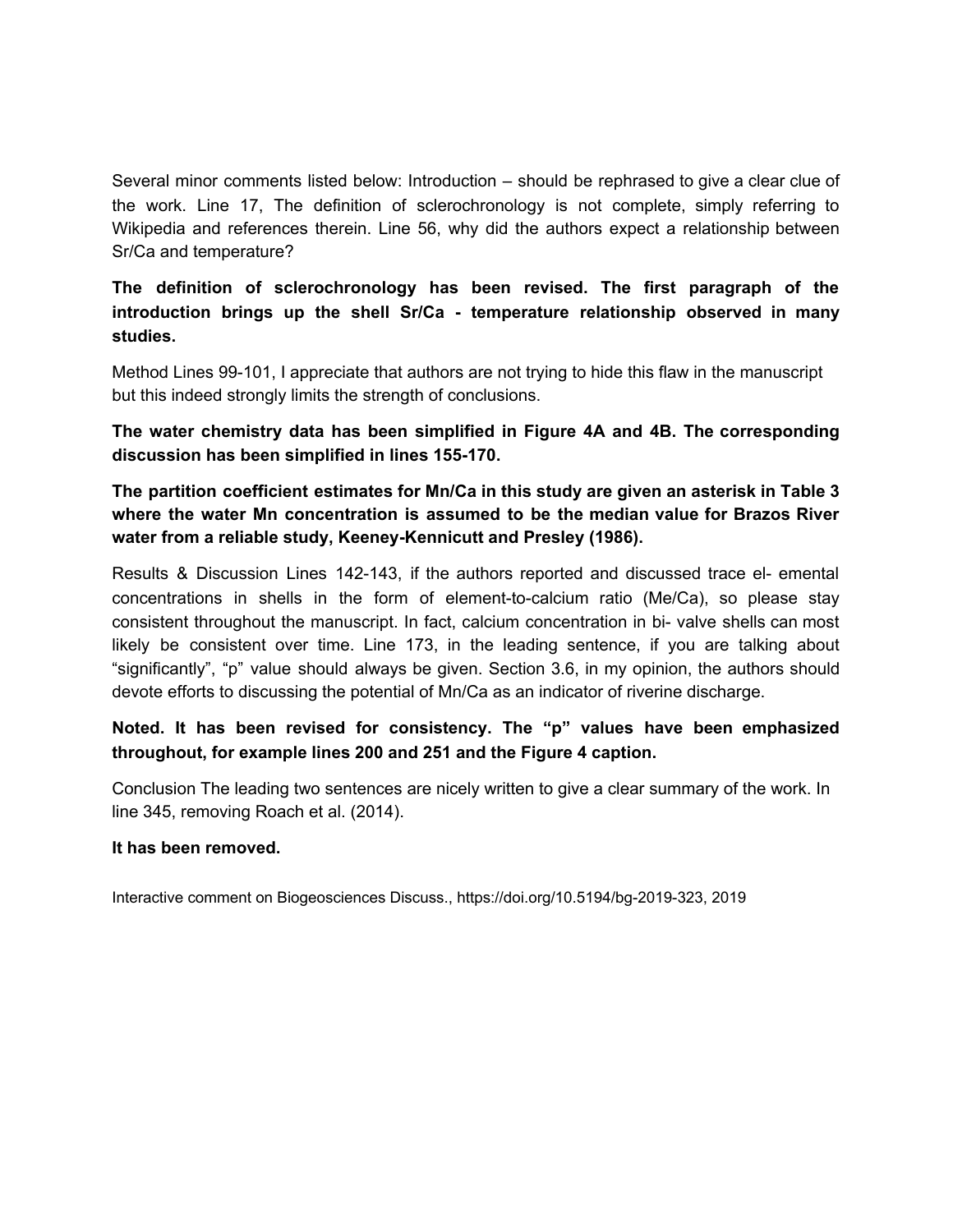Several minor comments listed below: Introduction – should be rephrased to give a clear clue of the work. Line 17, The definition of sclerochronology is not complete, simply referring to Wikipedia and references therein. Line 56, why did the authors expect a relationship between Sr/Ca and temperature?

**The definition of sclerochronology has been revised. The first paragraph of the introduction brings up the shell Sr/Ca - temperature relationship observed in many studies.**

Method Lines 99-101, I appreciate that authors are not trying to hide this flaw in the manuscript but this indeed strongly limits the strength of conclusions.

**The water chemistry data has been simplified in Figure 4A and 4B. The corresponding discussion has been simplified in lines 155-170.**

**The partition coefficient estimates for Mn/Ca in this study are given an asterisk in Table 3 where the water Mn concentration is assumed to be the median value for Brazos River water from a reliable study, Keeney-Kennicutt and Presley (1986).**

Results & Discussion Lines 142-143, if the authors reported and discussed trace el- emental concentrations in shells in the form of element-to-calcium ratio (Me/Ca), so please stay consistent throughout the manuscript. In fact, calcium concentration in bi- valve shells can most likely be consistent over time. Line 173, in the leading sentence, if you are talking about "significantly", "p" value should always be given. Section 3.6, in my opinion, the authors should devote efforts to discussing the potential of Mn/Ca as an indicator of riverine discharge.

**Noted. It has been revised for consistency. The "p" values have been emphasized throughout, for example lines 200 and 251 and the Figure 4 caption.**

Conclusion The leading two sentences are nicely written to give a clear summary of the work. In line 345, removing Roach et al. (2014).

**It has been removed.**

Interactive comment on Biogeosciences Discuss., https://doi.org/10.5194/bg-2019-323, 2019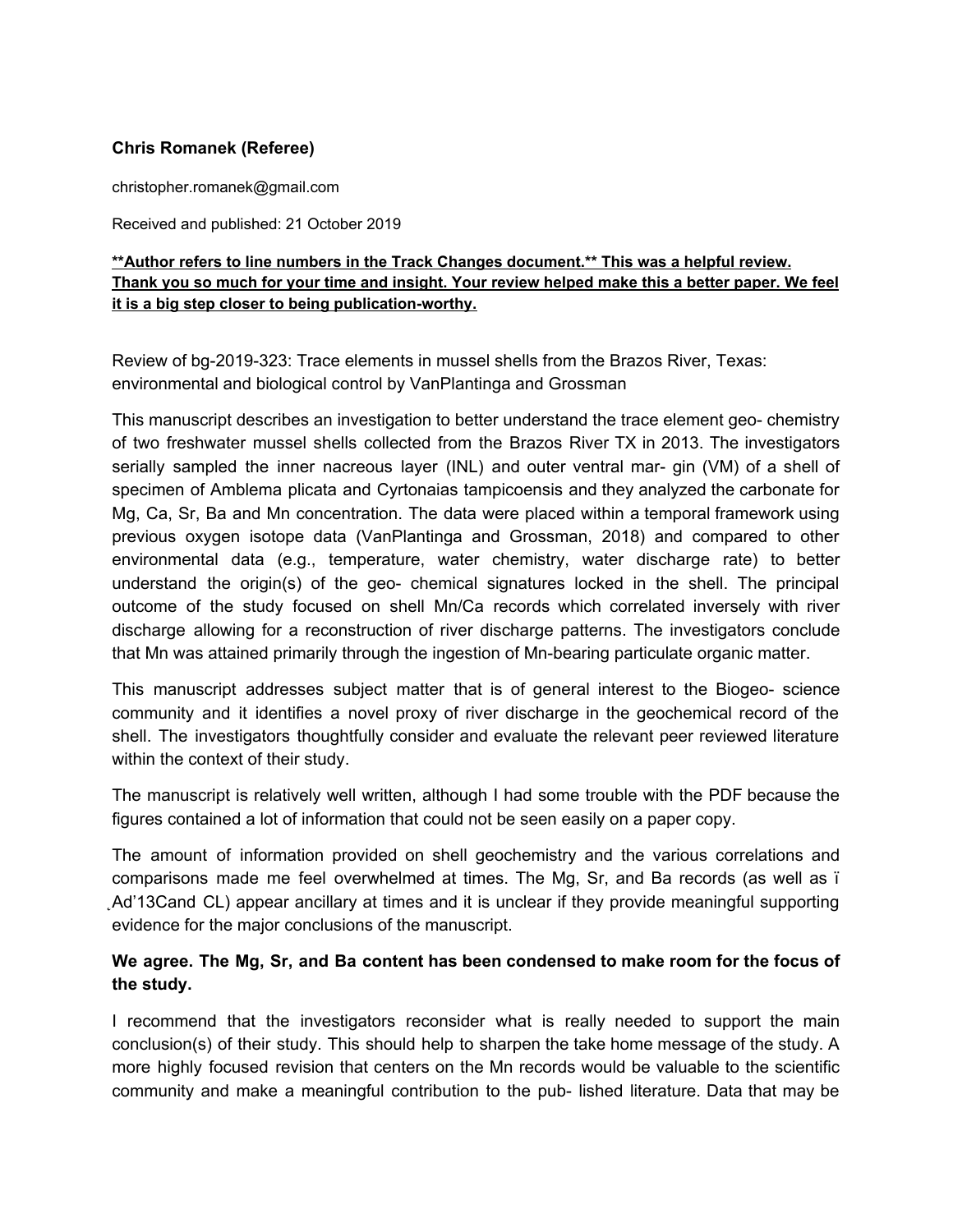**Chris Romanek (Referee)**

christopher.romanek@gmail.com

Received and published: 21 October 2019

**Author refers to line numbers in the Track Changes document.** This was a helpful review. Thank you so much for your time and insight. Your review helped make this a better paper. We feel it is a big step closer to being publication-worthy.

Review of bg-2019-323: Trace elements in mussel shells from the Brazos River, Texas: environmental and biological control by VanPlantinga and Grossman

This manuscript describes an investigation to better understand the trace element geo- chemistry of two freshwater mussel shells collected from the Brazos River TX in 2013. The investigators serially sampled the inner nacreous layer (INL) and outer ventral mar- gin (VM) of a shell of specimen of Amblema plicata and Cyrtonaias tampicoensis and they analyzed the carbonate for Mg, Ca, Sr, Ba and Mn concentration. The data were placed within a temporal framework using previous oxygen isotope data (VanPlantinga and Grossman, 2018) and compared to other environmental data (e.g., temperature, water chemistry, water discharge rate) to better understand the origin(s) of the geo- chemical signatures locked in the shell. The principal outcome of the study focused on shell Mn/Ca records which correlated inversely with river discharge allowing for a reconstruction of river discharge patterns. The investigators conclude that Mn was attained primarily through the ingestion of Mn-bearing particulate organic matter.

This manuscript addresses subject matter that is of general interest to the Biogeo- science community and it identifies a novel proxy of river discharge in the geochemical record of the shell. The investigators thoughtfully consider and evaluate the relevant peer reviewed literature within the context of their study.

The manuscript is relatively well written, although I had some trouble with the PDF because the figures contained a lot of information that could not be seen easily on a paper copy.

The amount of information provided on shell geochemistry and the various correlations and comparisons made me feel overwhelmed at times. The Mg, Sr, and Ba records (as well as ï ˛Ad'13Cand CL) appear ancillary at times and it is unclear if they provide meaningful supporting evidence for the major conclusions of the manuscript.

**We agree. The Mg, Sr, and Ba content has been condensed to make room for the focus of the study.**

I recommend that the investigators reconsider what is really needed to support the main conclusion(s) of their study. This should help to sharpen the take home message of the study. A more highly focused revision that centers on the Mn records would be valuable to the scientific community and make a meaningful contribution to the pub- lished literature. Data that may be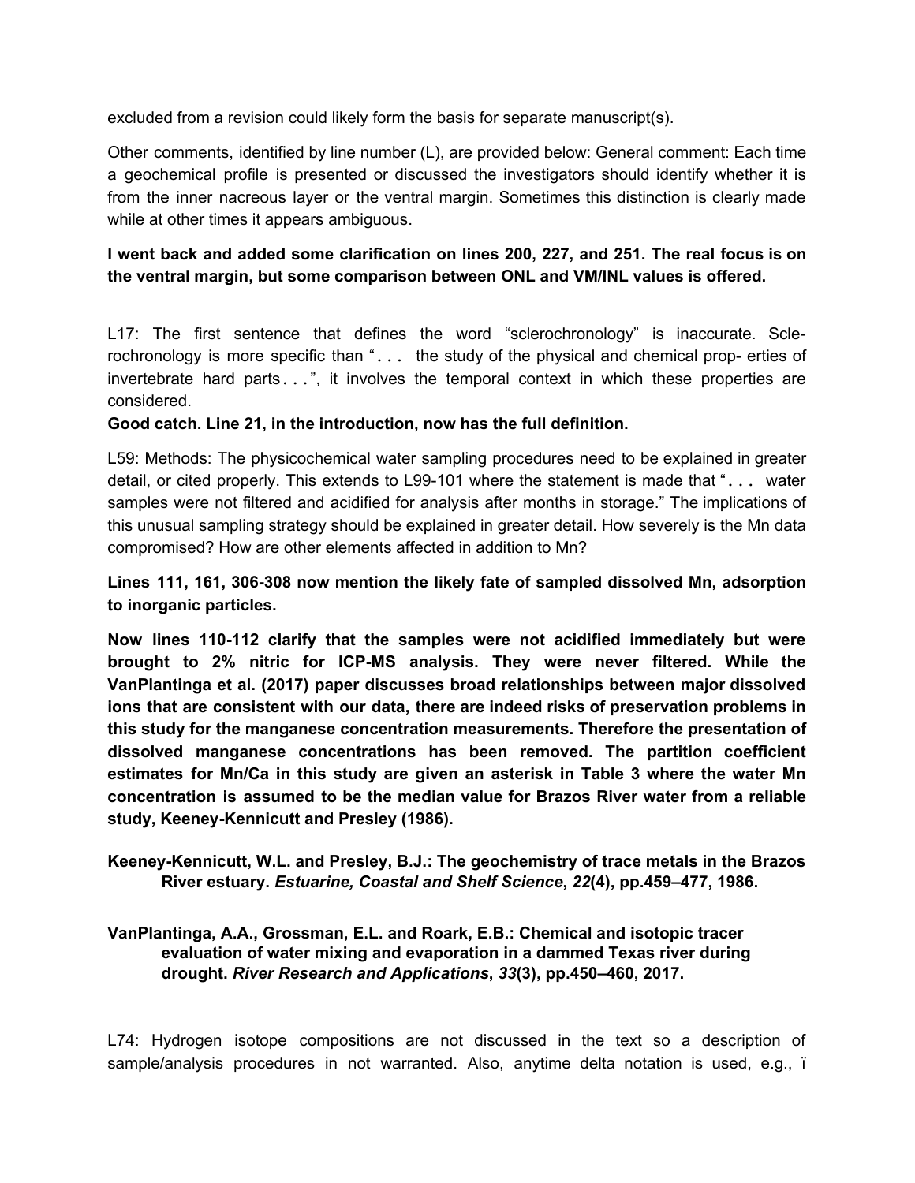excluded from a revision could likely form the basis for separate manuscript(s).

Other comments, identified by line number (L), are provided below: General comment: Each time a geochemical profile is presented or discussed the investigators should identify whether it is from the inner nacreous layer or the ventral margin. Sometimes this distinction is clearly made while at other times it appears ambiguous.

**I went back and added some clarification on lines 200, 227, and 251. The real focus is on the ventral margin, but some comparison between ONL and VM/INL values is offered.**

L17: The first sentence that defines the word "sclerochronology" is inaccurate. Sclerochronology is more specific than ". . . the study of the physical and chemical prop- erties of invertebrate hard parts. . .", it involves the temporal context in which these properties are considered.

**Good catch. Line 21, in the introduction, now has the full definition.**

L59: Methods: The physicochemical water sampling procedures need to be explained in greater detail, or cited properly. This extends to L99-101 where the statement is made that ". . . water samples were not filtered and acidified for analysis after months in storage." The implications of this unusual sampling strategy should be explained in greater detail. How severely is the Mn data compromised? How are other elements affected in addition to Mn?

**Lines 111, 161, 306-308 now mention the likely fate of sampled dissolved Mn, adsorption to inorganic particles.**

**Now lines 110-112 clarify that the samples were not acidified immediately but were brought to 2% nitric for ICP-MS analysis. They were never filtered. While the VanPlantinga et al. (2017) paper discusses broad relationships between major dissolved ions that are consistent with our data, there are indeed risks of preservation problems in this study for the manganese concentration measurements. Therefore the presentation of dissolved manganese concentrations has been removed. The partition coefficient estimates for Mn/Ca in this study are given an asterisk in Table 3 where the water Mn concentration is assumed to be the median value for Brazos River water from a reliable study, Keeney-Kennicutt and Presley (1986).**

**Keeney-Kennicutt, W.L. and Presley, B.J.: The geochemistry of trace metals in the Brazos River estuary. *Estuarine, Coastal and Shelf Science*, *22*(4), pp.459–477, 1986.**

**VanPlantinga, A.A., Grossman, E.L. and Roark, E.B.: Chemical and isotopic tracer evaluation of water mixing and evaporation in a dammed Texas river during drought. *River Research and Applications*, *33*(3), pp.450–460, 2017.**

L74: Hydrogen isotope compositions are not discussed in the text so a description of sample/analysis procedures in not warranted. Also, anytime delta notation is used, e.g., ï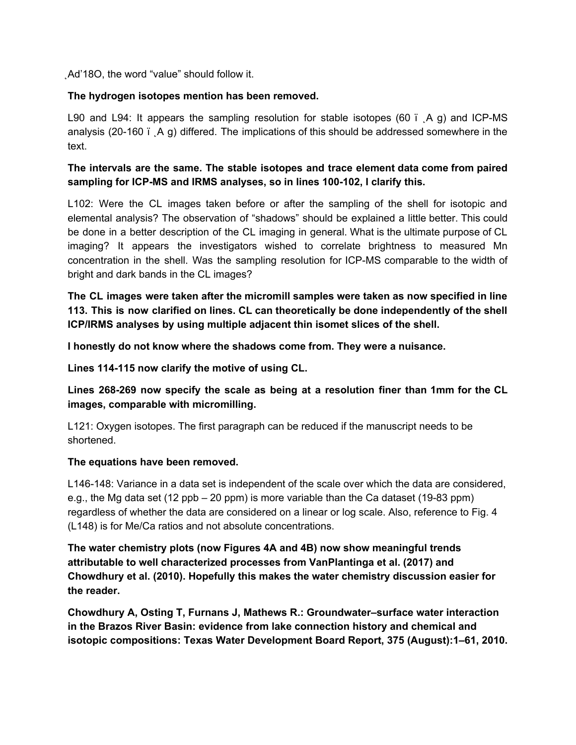¸Ad'18O, the word "value" should follow it.

**The hydrogen isotopes mention has been removed.**

L90 and L94: It appears the sampling resolution for stable isotopes (60 ï ¸A g) and ICP-MS analysis (20-160 ï ¸A g) differed. The implications of this should be addressed somewhere in the text.

**The intervals are the same. The stable isotopes and trace element data come from paired sampling for ICP-MS and IRMS analyses, so in lines 100-102, I clarify this.**

L102: Were the CL images taken before or after the sampling of the shell for isotopic and elemental analysis? The observation of "shadows" should be explained a little better. This could be done in a better description of the CL imaging in general. What is the ultimate purpose of CL imaging? It appears the investigators wished to correlate brightness to measured Mn concentration in the shell. Was the sampling resolution for ICP-MS comparable to the width of bright and dark bands in the CL images?

**The CL images were taken after the micromill samples were taken as now specified in line 113. This is now clarified on lines. CL can theoretically be done independently of the shell ICP/IRMS analyses by using multiple adjacent thin isomet slices of the shell.**

**I honestly do not know where the shadows come from. They were a nuisance.**

**Lines 114-115 now clarify the motive of using CL.**

**Lines 268-269 now specify the scale as being at a resolution finer than 1mm for the CL images, comparable with micromilling.**

L121: Oxygen isotopes. The first paragraph can be reduced if the manuscript needs to be shortened.

**The equations have been removed.**

L146-148: Variance in a data set is independent of the scale over which the data are considered, e.g., the Mg data set (12 ppb – 20 ppm) is more variable than the Ca dataset (19-83 ppm) regardless of whether the data are considered on a linear or log scale. Also, reference to Fig. 4 (L148) is for Me/Ca ratios and not absolute concentrations.

**The water chemistry plots (now Figures 4A and 4B) now show meaningful trends attributable to well characterized processes from VanPlantinga et al. (2017) and Chowdhury et al. (2010). Hopefully this makes the water chemistry discussion easier for the reader.**

**Chowdhury A, Osting T, Furnans J, Mathews R.: Groundwater–surface water interaction in the Brazos River Basin: evidence from lake connection history and chemical and isotopic compositions: Texas Water Development Board Report, 375 (August):1–61, 2010.**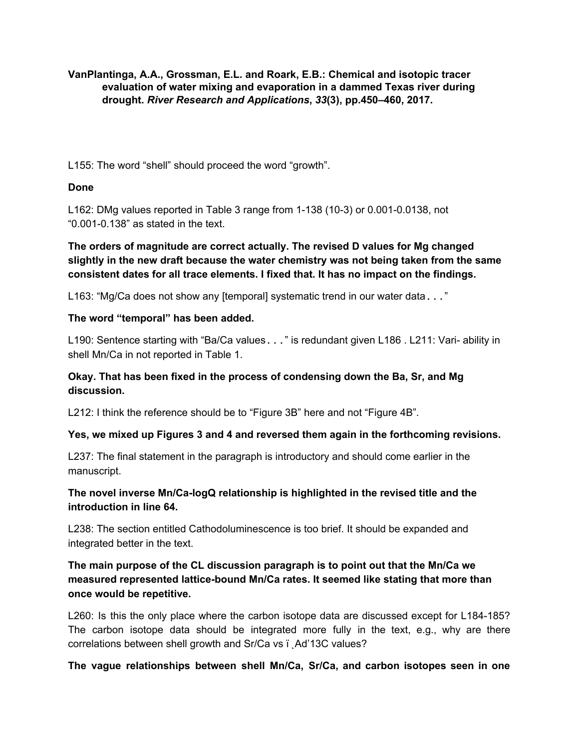**VanPlantinga, A.A., Grossman, E.L. and Roark, E.B.: Chemical and isotopic tracer evaluation of water mixing and evaporation in a dammed Texas river during drought. *River Research and Applications*, *33*(3), pp.450–460, 2017.**

L155: The word "shell" should proceed the word "growth".

**Done**

L162: DMg values reported in Table 3 range from 1-138 (10-3) or 0.001-0.0138, not "0.001-0.138" as stated in the text.

**The orders of magnitude are correct actually. The revised D values for Mg changed slightly in the new draft because the water chemistry was not being taken from the same consistent dates for all trace elements. I fixed that. It has no impact on the findings.**

L163: "Mg/Ca does not show any [temporal] systematic trend in our water data . . ."

**The word "temporal" has been added.**

L190: Sentence starting with "Ba/Ca values . . ." is redundant given L186 . L211: Vari- ability in shell Mn/Ca in not reported in Table 1.

**Okay. That has been fixed in the process of condensing down the Ba, Sr, and Mg discussion.**

L212: I think the reference should be to "Figure 3B" here and not "Figure 4B".

**Yes, we mixed up Figures 3 and 4 and reversed them again in the forthcoming revisions.**

L237: The final statement in the paragraph is introductory and should come earlier in the manuscript.

**The novel inverse Mn/Ca-logQ relationship is highlighted in the revised title and the introduction in line 64.**

L238: The section entitled Cathodoluminescence is too brief. It should be expanded and integrated better in the text.

**The main purpose of the CL discussion paragraph is to point out that the Mn/Ca we measured represented lattice-bound Mn/Ca rates. It seemed like stating that more than once would be repetitive.**

L260: Is this the only place where the carbon isotope data are discussed except for L184-185? The carbon isotope data should be integrated more fully in the text, e.g., why are there correlations between shell growth and Sr/Ca vs ï ̨Ad'13C values?

**The vague relationships between shell Mn/Ca, Sr/Ca, and carbon isotopes seen in one**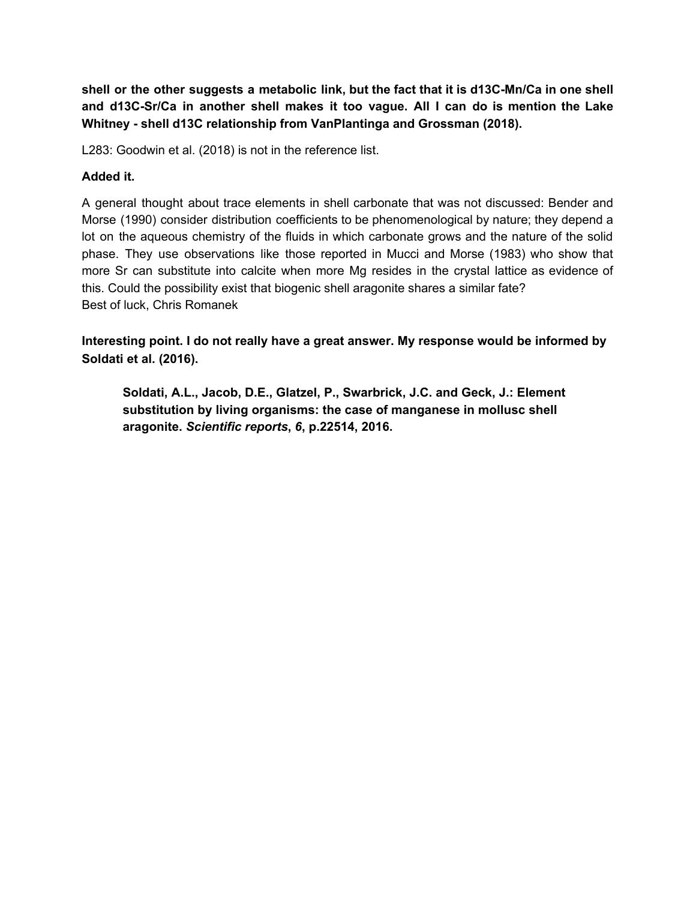**shell or the other suggests a metabolic link, but the fact that it is d13C-Mn/Ca in one shell and d13C-Sr/Ca in another shell makes it too vague. All I can do is mention the Lake Whitney - shell d13C relationship from VanPlantinga and Grossman (2018).**

L283: Goodwin et al. (2018) is not in the reference list.

**Added it.**

A general thought about trace elements in shell carbonate that was not discussed: Bender and Morse (1990) consider distribution coefficients to be phenomenological by nature; they depend a lot on the aqueous chemistry of the fluids in which carbonate grows and the nature of the solid phase. They use observations like those reported in Mucci and Morse (1983) who show that more Sr can substitute into calcite when more Mg resides in the crystal lattice as evidence of this. Could the possibility exist that biogenic shell aragonite shares a similar fate?
Best of luck, Chris Romanek

**Interesting point. I do not really have a great answer. My response would be informed by Soldati et al. (2016).**

> **Soldati, A.L., Jacob, D.E., Glatzel, P., Swarbrick, J.C. and Geck, J.: Element substitution by living organisms: the case of manganese in mollusc shell aragonite. *Scientific reports*, *6*, p.22514, 2016.**